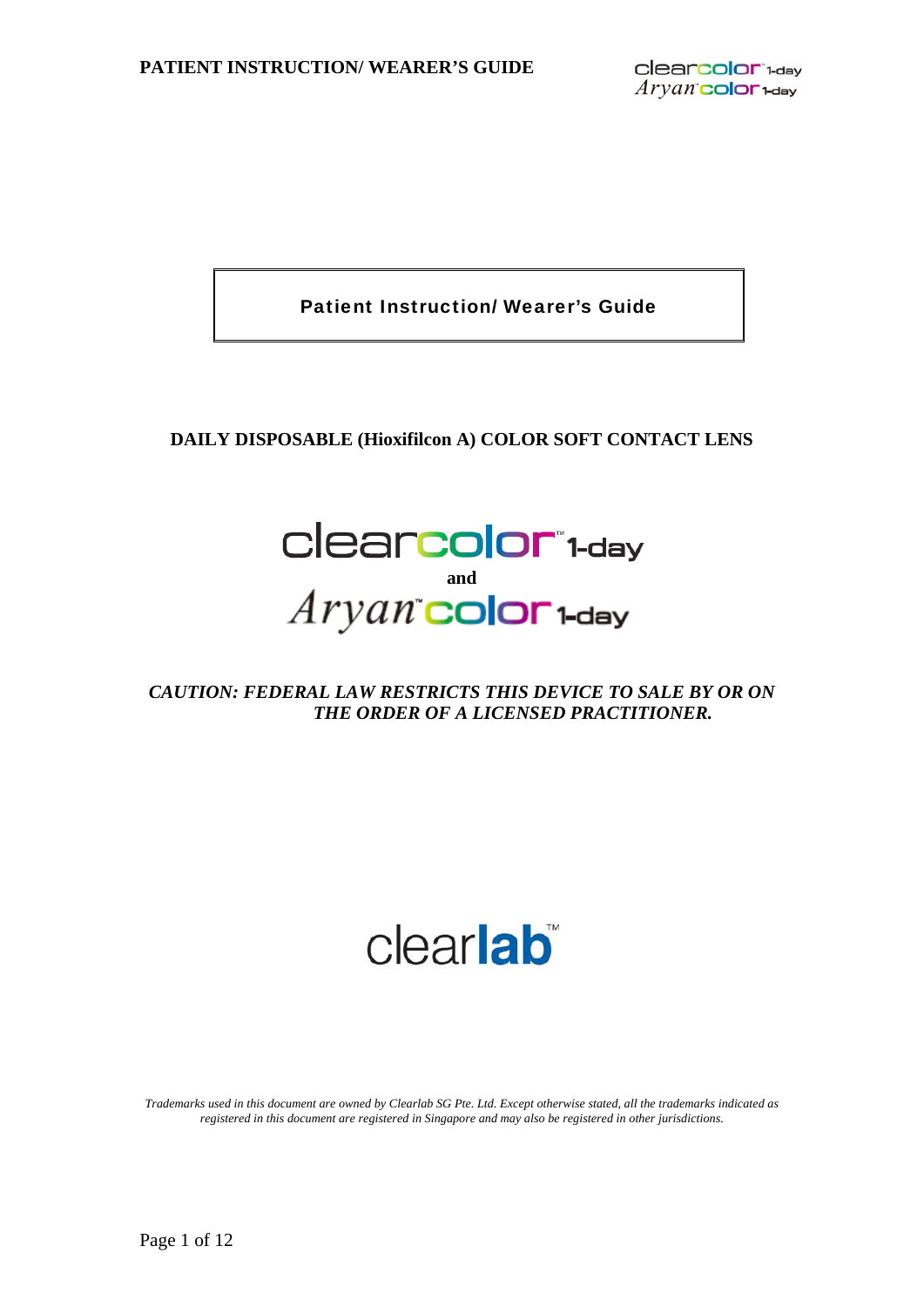# Patient Instruction/ Wearer's Guide

**DAILY DISPOSABLE (Hioxifilcon A) COLOR SOFT CONTACT LENS**

**clearcolor™ 1-day**

**and**

**Aryan™ color 1-day**

***CAUTION: FEDERAL LAW RESTRICTS THIS DEVICE TO SALE BY OR ON THE ORDER OF A LICENSED PRACTITIONER.***

**clearlab™**

*Trademarks used in this document are owned by Clearlab SG Pte. Ltd. Except otherwise stated, all the trademarks indicated as registered in this document are registered in Singapore and may also be registered in other jurisdictions.*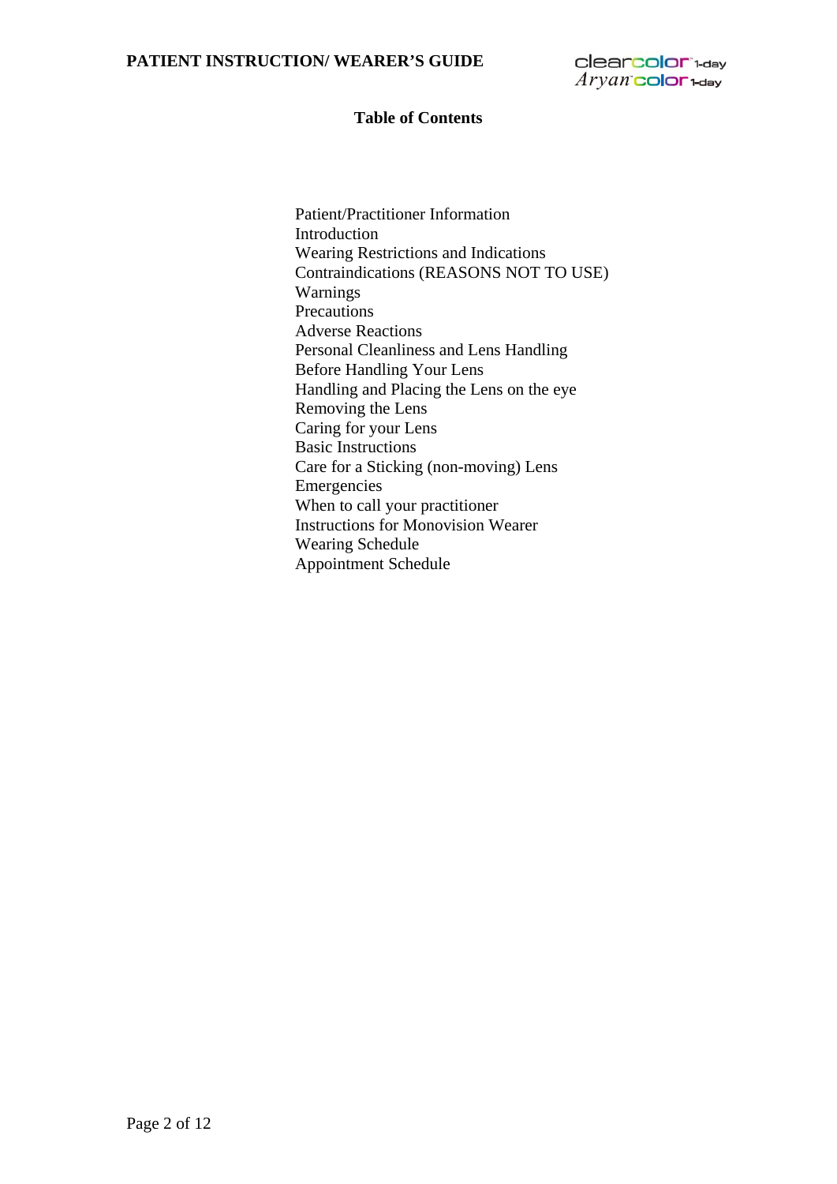## Table of Contents

Patient/Practitioner Information
Introduction
Wearing Restrictions and Indications
Contraindications (REASONS NOT TO USE)
Warnings
Precautions
Adverse Reactions
Personal Cleanliness and Lens Handling
Before Handling Your Lens
Handling and Placing the Lens on the eye
Removing the Lens
Caring for your Lens
Basic Instructions
Care for a Sticking (non-moving) Lens
Emergencies
When to call your practitioner
Instructions for Monovision Wearer
Wearing Schedule
Appointment Schedule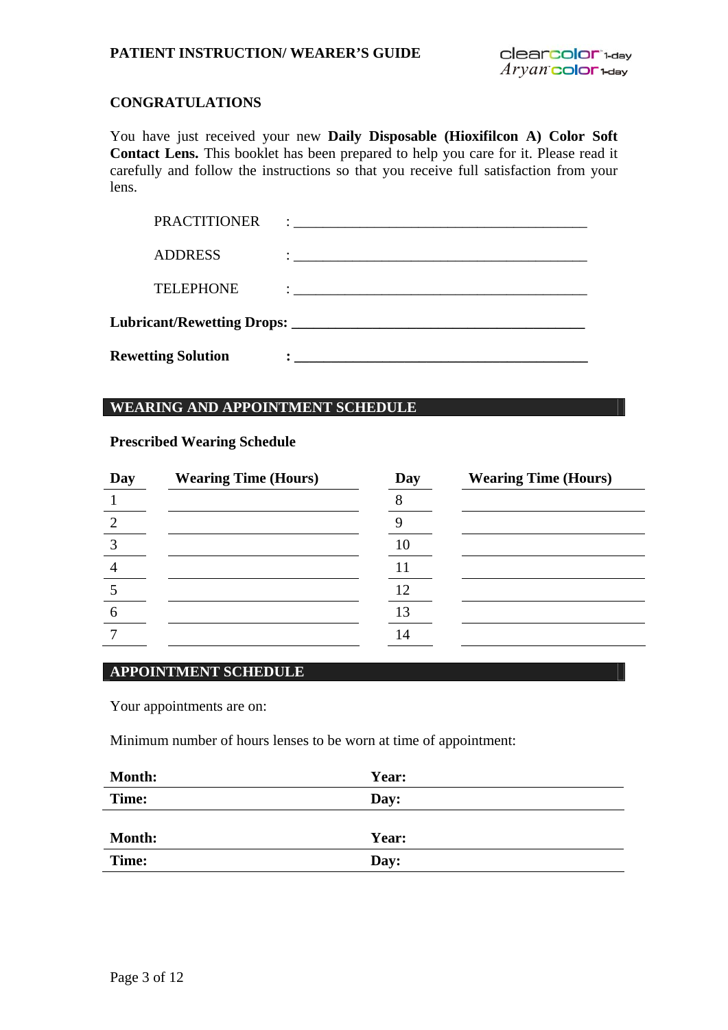## CONGRATULATIONS

You have just received your new **Daily Disposable (Hioxifilcon A) Color Soft Contact Lens.** This booklet has been prepared to help you care for it. Please read it carefully and follow the instructions so that you receive full satisfaction from your lens.

PRACTITIONER : ________________________________________

ADDRESS : ________________________________________

TELEPHONE : ________________________________________

**Lubricant/Rewetting Drops: ________________________________________**

**Rewetting Solution : ________________________________________**

## WEARING AND APPOINTMENT SCHEDULE

**Prescribed Wearing Schedule**

| Day | Wearing Time (Hours) | Day | Wearing Time (Hours) |
|---|---|---|---|
| 1 | | 8 | |
| 2 | | 9 | |
| 3 | | 10 | |
| 4 | | 11 | |
| 5 | | 12 | |
| 6 | | 13 | |
| 7 | | 14 | |

## APPOINTMENT SCHEDULE

Your appointments are on:

Minimum number of hours lenses to be worn at time of appointment:

| | |
|---|---|
| **Month:** | **Year:** |
| **Time:** | **Day:** |

| | |
|---|---|
| **Month:** | **Year:** |
| **Time:** | **Day:** |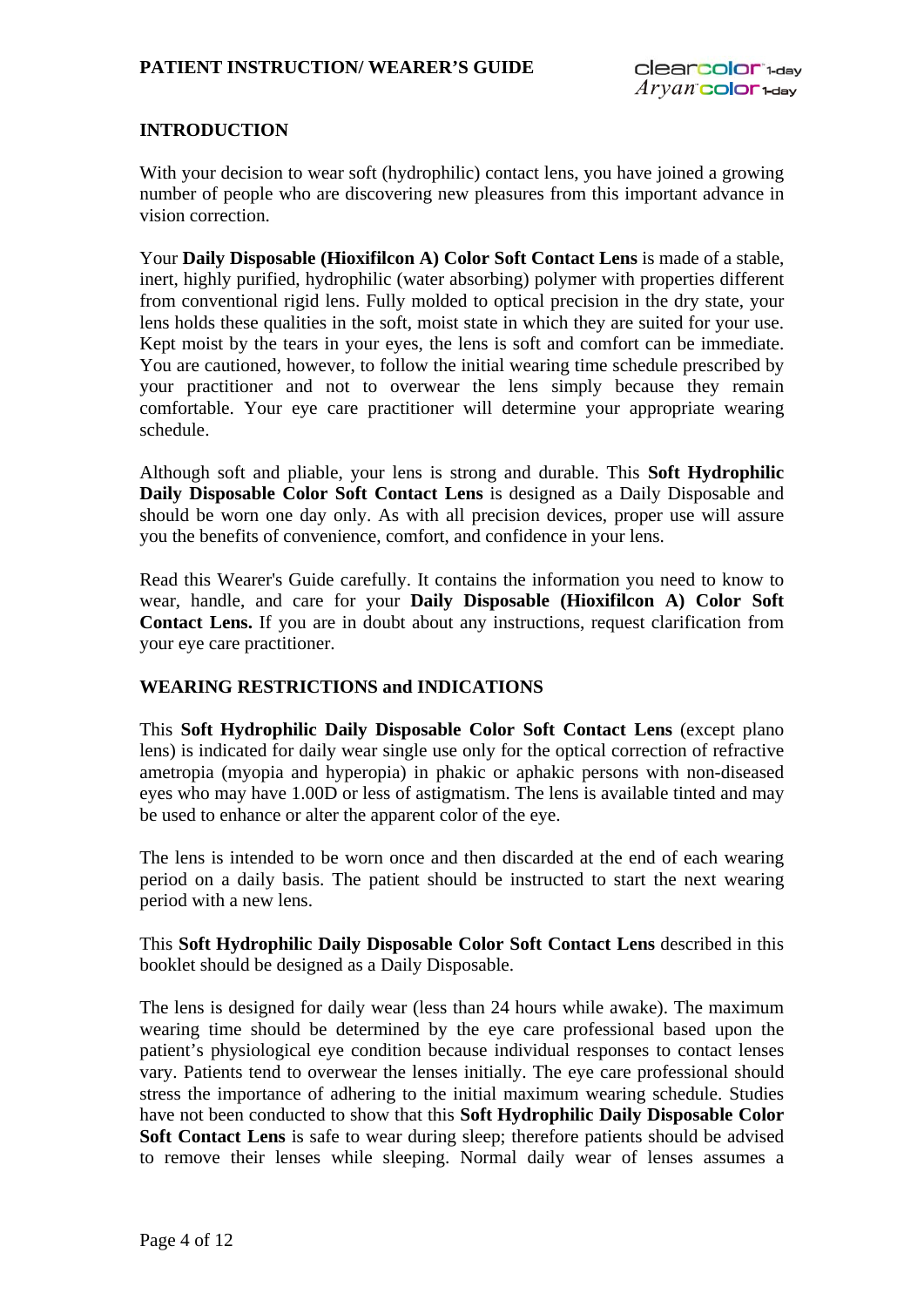## INTRODUCTION

With your decision to wear soft (hydrophilic) contact lens, you have joined a growing number of people who are discovering new pleasures from this important advance in vision correction.

Your **Daily Disposable (Hioxifilcon A) Color Soft Contact Lens** is made of a stable, inert, highly purified, hydrophilic (water absorbing) polymer with properties different from conventional rigid lens. Fully molded to optical precision in the dry state, your lens holds these qualities in the soft, moist state in which they are suited for your use. Kept moist by the tears in your eyes, the lens is soft and comfort can be immediate. You are cautioned, however, to follow the initial wearing time schedule prescribed by your practitioner and not to overwear the lens simply because they remain comfortable. Your eye care practitioner will determine your appropriate wearing schedule.

Although soft and pliable, your lens is strong and durable. This **Soft Hydrophilic Daily Disposable Color Soft Contact Lens** is designed as a Daily Disposable and should be worn one day only. As with all precision devices, proper use will assure you the benefits of convenience, comfort, and confidence in your lens.

Read this Wearer's Guide carefully. It contains the information you need to know to wear, handle, and care for your **Daily Disposable (Hioxifilcon A) Color Soft Contact Lens.** If you are in doubt about any instructions, request clarification from your eye care practitioner.

## WEARING RESTRICTIONS and INDICATIONS

This **Soft Hydrophilic Daily Disposable Color Soft Contact Lens** (except plano lens) is indicated for daily wear single use only for the optical correction of refractive ametropia (myopia and hyperopia) in phakic or aphakic persons with non-diseased eyes who may have 1.00D or less of astigmatism. The lens is available tinted and may be used to enhance or alter the apparent color of the eye.

The lens is intended to be worn once and then discarded at the end of each wearing period on a daily basis. The patient should be instructed to start the next wearing period with a new lens.

This **Soft Hydrophilic Daily Disposable Color Soft Contact Lens** described in this booklet should be designed as a Daily Disposable.

The lens is designed for daily wear (less than 24 hours while awake). The maximum wearing time should be determined by the eye care professional based upon the patient's physiological eye condition because individual responses to contact lenses vary. Patients tend to overwear the lenses initially. The eye care professional should stress the importance of adhering to the initial maximum wearing schedule. Studies have not been conducted to show that this **Soft Hydrophilic Daily Disposable Color Soft Contact Lens** is safe to wear during sleep; therefore patients should be advised to remove their lenses while sleeping. Normal daily wear of lenses assumes a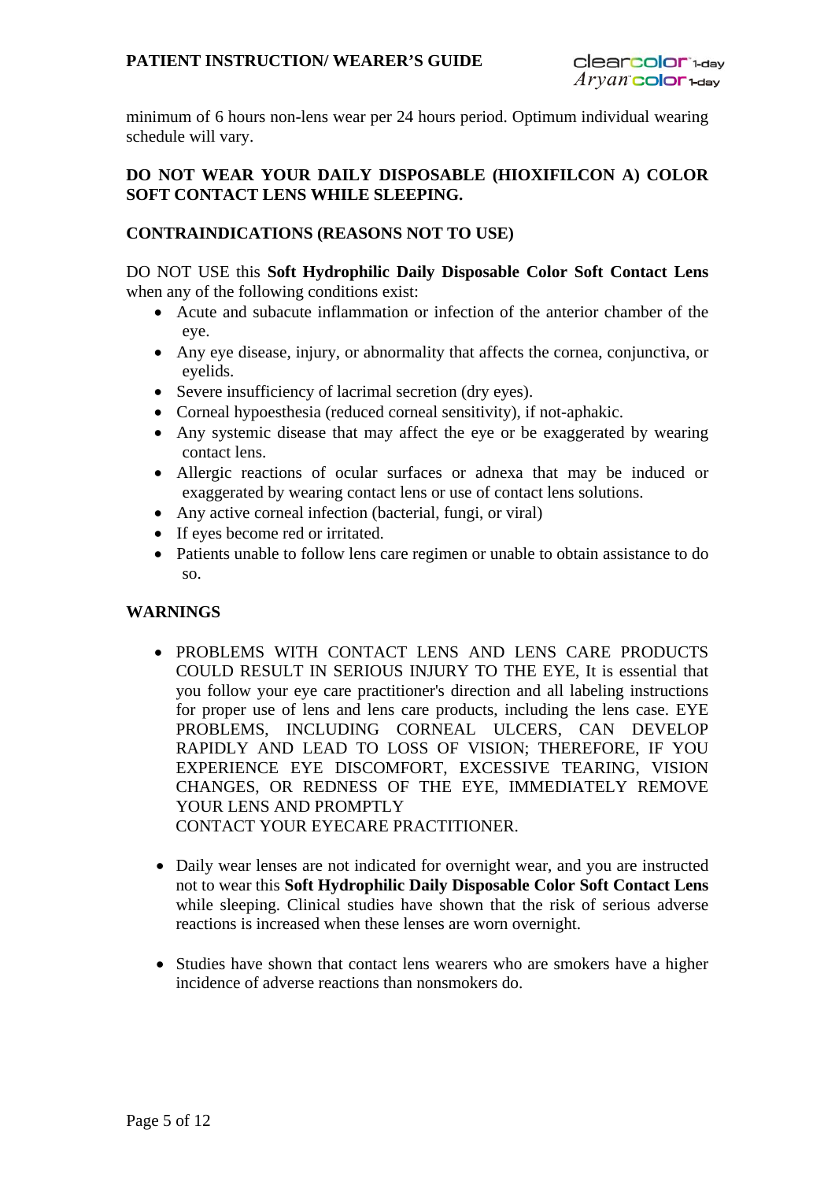minimum of 6 hours non-lens wear per 24 hours period. Optimum individual wearing schedule will vary.

**DO NOT WEAR YOUR DAILY DISPOSABLE (HIOXIFILCON A) COLOR SOFT CONTACT LENS WHILE SLEEPING.**

## CONTRAINDICATIONS (REASONS NOT TO USE)

DO NOT USE this **Soft Hydrophilic Daily Disposable Color Soft Contact Lens** when any of the following conditions exist:

- Acute and subacute inflammation or infection of the anterior chamber of the eye.
- Any eye disease, injury, or abnormality that affects the cornea, conjunctiva, or eyelids.
- Severe insufficiency of lacrimal secretion (dry eyes).
- Corneal hypoesthesia (reduced corneal sensitivity), if not-aphakic.
- Any systemic disease that may affect the eye or be exaggerated by wearing contact lens.
- Allergic reactions of ocular surfaces or adnexa that may be induced or exaggerated by wearing contact lens or use of contact lens solutions.
- Any active corneal infection (bacterial, fungi, or viral)
- If eyes become red or irritated.
- Patients unable to follow lens care regimen or unable to obtain assistance to do so.

## WARNINGS

- PROBLEMS WITH CONTACT LENS AND LENS CARE PRODUCTS COULD RESULT IN SERIOUS INJURY TO THE EYE, It is essential that you follow your eye care practitioner's direction and all labeling instructions for proper use of lens and lens care products, including the lens case. EYE PROBLEMS, INCLUDING CORNEAL ULCERS, CAN DEVELOP RAPIDLY AND LEAD TO LOSS OF VISION; THEREFORE, IF YOU EXPERIENCE EYE DISCOMFORT, EXCESSIVE TEARING, VISION CHANGES, OR REDNESS OF THE EYE, IMMEDIATELY REMOVE YOUR LENS AND PROMPTLY CONTACT YOUR EYECARE PRACTITIONER.

- Daily wear lenses are not indicated for overnight wear, and you are instructed not to wear this **Soft Hydrophilic Daily Disposable Color Soft Contact Lens** while sleeping. Clinical studies have shown that the risk of serious adverse reactions is increased when these lenses are worn overnight.

- Studies have shown that contact lens wearers who are smokers have a higher incidence of adverse reactions than nonsmokers do.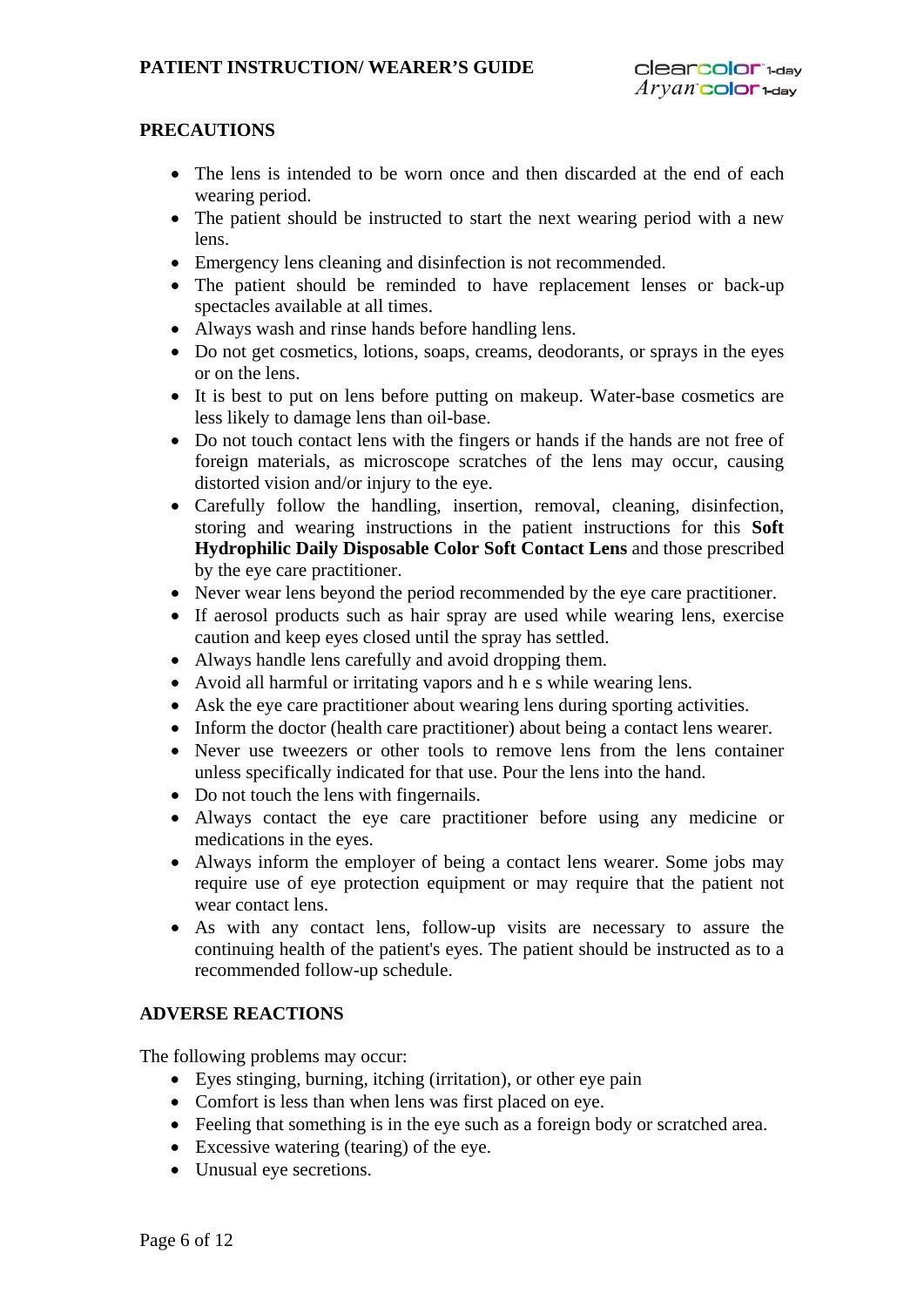## PRECAUTIONS

- The lens is intended to be worn once and then discarded at the end of each wearing period.
- The patient should be instructed to start the next wearing period with a new lens.
- Emergency lens cleaning and disinfection is not recommended.
- The patient should be reminded to have replacement lenses or back-up spectacles available at all times.
- Always wash and rinse hands before handling lens.
- Do not get cosmetics, lotions, soaps, creams, deodorants, or sprays in the eyes or on the lens.
- It is best to put on lens before putting on makeup. Water-base cosmetics are less likely to damage lens than oil-base.
- Do not touch contact lens with the fingers or hands if the hands are not free of foreign materials, as microscope scratches of the lens may occur, causing distorted vision and/or injury to the eye.
- Carefully follow the handling, insertion, removal, cleaning, disinfection, storing and wearing instructions in the patient instructions for this **Soft Hydrophilic Daily Disposable Color Soft Contact Lens** and those prescribed by the eye care practitioner.
- Never wear lens beyond the period recommended by the eye care practitioner.
- If aerosol products such as hair spray are used while wearing lens, exercise caution and keep eyes closed until the spray has settled.
- Always handle lens carefully and avoid dropping them.
- Avoid all harmful or irritating vapors and h e s while wearing lens.
- Ask the eye care practitioner about wearing lens during sporting activities.
- Inform the doctor (health care practitioner) about being a contact lens wearer.
- Never use tweezers or other tools to remove lens from the lens container unless specifically indicated for that use. Pour the lens into the hand.
- Do not touch the lens with fingernails.
- Always contact the eye care practitioner before using any medicine or medications in the eyes.
- Always inform the employer of being a contact lens wearer. Some jobs may require use of eye protection equipment or may require that the patient not wear contact lens.
- As with any contact lens, follow-up visits are necessary to assure the continuing health of the patient's eyes. The patient should be instructed as to a recommended follow-up schedule.

## ADVERSE REACTIONS

The following problems may occur:

- Eyes stinging, burning, itching (irritation), or other eye pain
- Comfort is less than when lens was first placed on eye.
- Feeling that something is in the eye such as a foreign body or scratched area.
- Excessive watering (tearing) of the eye.
- Unusual eye secretions.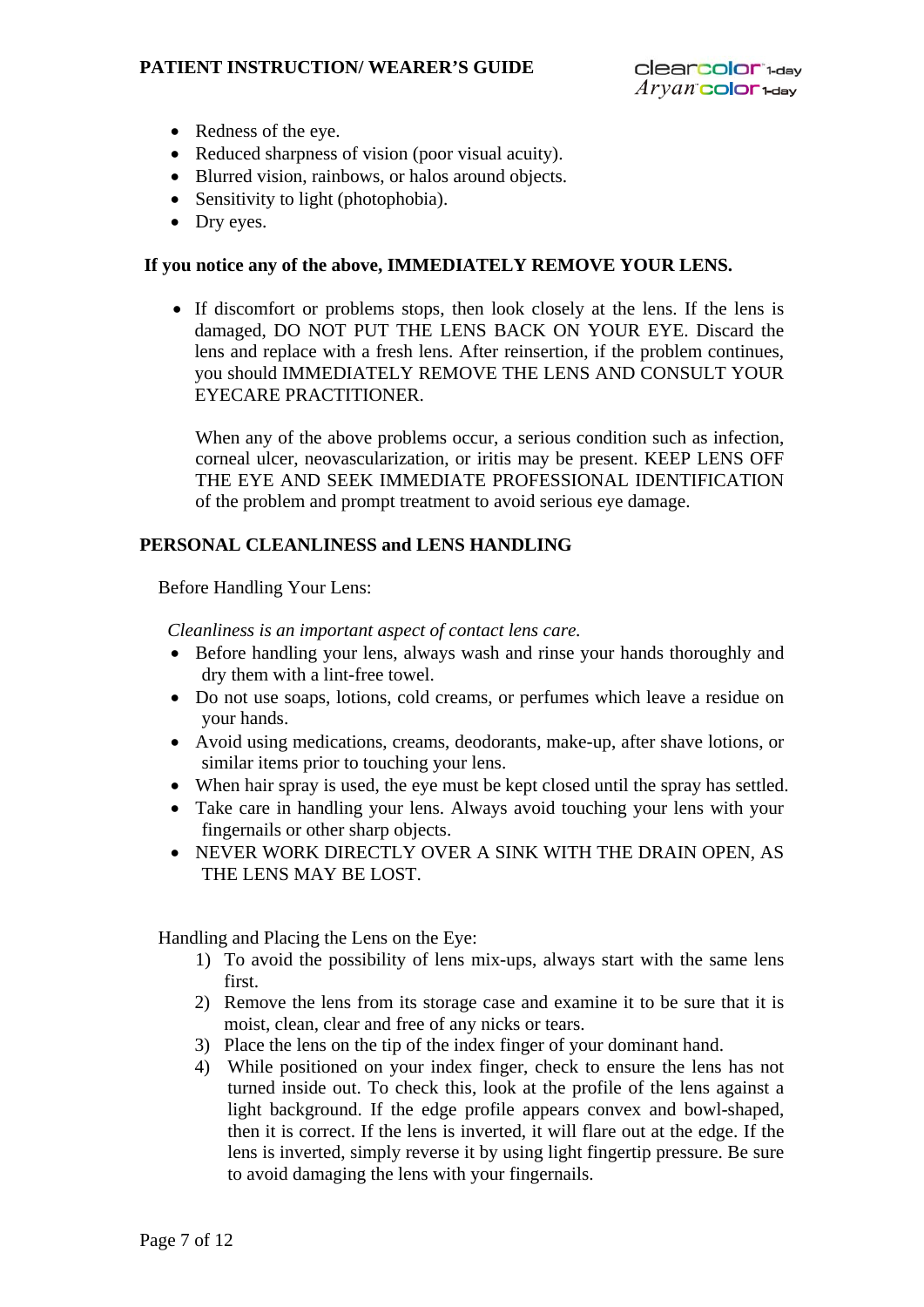- Redness of the eye.
- Reduced sharpness of vision (poor visual acuity).
- Blurred vision, rainbows, or halos around objects.
- Sensitivity to light (photophobia).
- Dry eyes.

**If you notice any of the above, IMMEDIATELY REMOVE YOUR LENS.**

- If discomfort or problems stops, then look closely at the lens. If the lens is damaged, DO NOT PUT THE LENS BACK ON YOUR EYE. Discard the lens and replace with a fresh lens. After reinsertion, if the problem continues, you should IMMEDIATELY REMOVE THE LENS AND CONSULT YOUR EYECARE PRACTITIONER.

  When any of the above problems occur, a serious condition such as infection, corneal ulcer, neovascularization, or iritis may be present. KEEP LENS OFF THE EYE AND SEEK IMMEDIATE PROFESSIONAL IDENTIFICATION of the problem and prompt treatment to avoid serious eye damage.

## PERSONAL CLEANLINESS and LENS HANDLING

Before Handling Your Lens:

*Cleanliness is an important aspect of contact lens care.*

- Before handling your lens, always wash and rinse your hands thoroughly and dry them with a lint-free towel.
- Do not use soaps, lotions, cold creams, or perfumes which leave a residue on your hands.
- Avoid using medications, creams, deodorants, make-up, after shave lotions, or similar items prior to touching your lens.
- When hair spray is used, the eye must be kept closed until the spray has settled.
- Take care in handling your lens. Always avoid touching your lens with your fingernails or other sharp objects.
- NEVER WORK DIRECTLY OVER A SINK WITH THE DRAIN OPEN, AS THE LENS MAY BE LOST.

Handling and Placing the Lens on the Eye:

1) To avoid the possibility of lens mix-ups, always start with the same lens first.
2) Remove the lens from its storage case and examine it to be sure that it is moist, clean, clear and free of any nicks or tears.
3) Place the lens on the tip of the index finger of your dominant hand.
4) While positioned on your index finger, check to ensure the lens has not turned inside out. To check this, look at the profile of the lens against a light background. If the edge profile appears convex and bowl-shaped, then it is correct. If the lens is inverted, it will flare out at the edge. If the lens is inverted, simply reverse it by using light fingertip pressure. Be sure to avoid damaging the lens with your fingernails.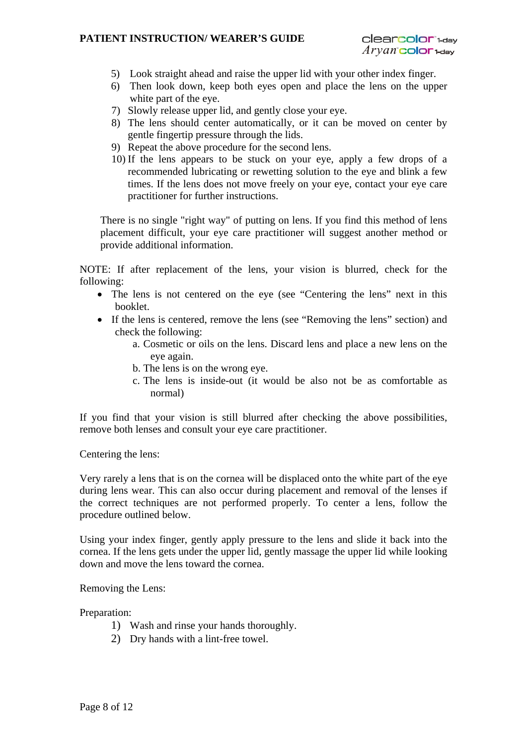5) Look straight ahead and raise the upper lid with your other index finger.
6) Then look down, keep both eyes open and place the lens on the upper white part of the eye.
7) Slowly release upper lid, and gently close your eye.
8) The lens should center automatically, or it can be moved on center by gentle fingertip pressure through the lids.
9) Repeat the above procedure for the second lens.
10) If the lens appears to be stuck on your eye, apply a few drops of a recommended lubricating or rewetting solution to the eye and blink a few times. If the lens does not move freely on your eye, contact your eye care practitioner for further instructions.

There is no single "right way" of putting on lens. If you find this method of lens placement difficult, your eye care practitioner will suggest another method or provide additional information.

NOTE: If after replacement of the lens, your vision is blurred, check for the following:

- The lens is not centered on the eye (see "Centering the lens" next in this booklet.
- If the lens is centered, remove the lens (see "Removing the lens" section) and check the following:
    a. Cosmetic or oils on the lens. Discard lens and place a new lens on the eye again.
    b. The lens is on the wrong eye.
    c. The lens is inside-out (it would be also not be as comfortable as normal)

If you find that your vision is still blurred after checking the above possibilities, remove both lenses and consult your eye care practitioner.

Centering the lens:

Very rarely a lens that is on the cornea will be displaced onto the white part of the eye during lens wear. This can also occur during placement and removal of the lenses if the correct techniques are not performed properly. To center a lens, follow the procedure outlined below.

Using your index finger, gently apply pressure to the lens and slide it back into the cornea. If the lens gets under the upper lid, gently massage the upper lid while looking down and move the lens toward the cornea.

Removing the Lens:

Preparation:

1) Wash and rinse your hands thoroughly.
2) Dry hands with a lint-free towel.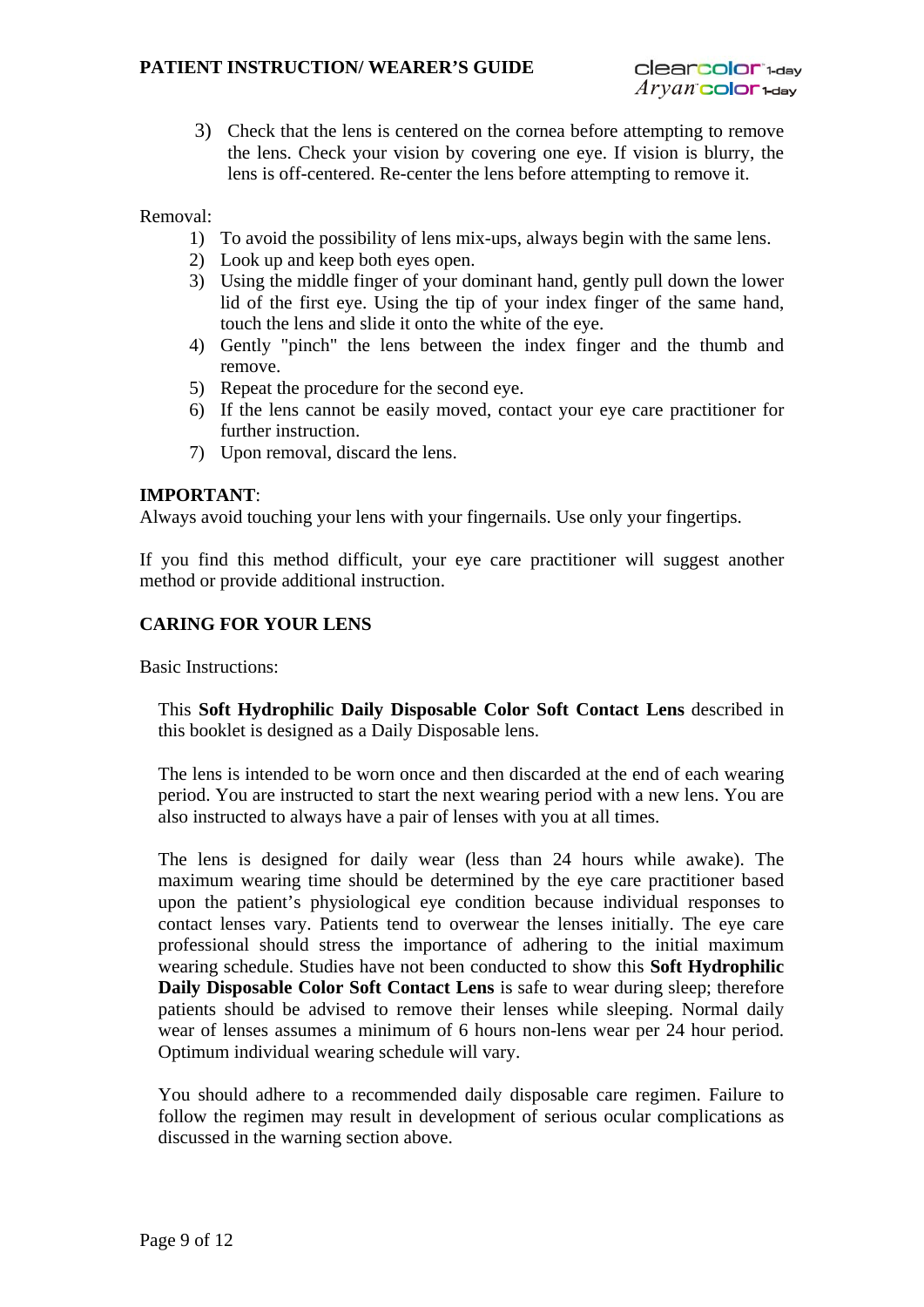3) Check that the lens is centered on the cornea before attempting to remove the lens. Check your vision by covering one eye. If vision is blurry, the lens is off-centered. Re-center the lens before attempting to remove it.

Removal:

1) To avoid the possibility of lens mix-ups, always begin with the same lens.
2) Look up and keep both eyes open.
3) Using the middle finger of your dominant hand, gently pull down the lower lid of the first eye. Using the tip of your index finger of the same hand, touch the lens and slide it onto the white of the eye.
4) Gently "pinch" the lens between the index finger and the thumb and remove.
5) Repeat the procedure for the second eye.
6) If the lens cannot be easily moved, contact your eye care practitioner for further instruction.
7) Upon removal, discard the lens.

**IMPORTANT**:
Always avoid touching your lens with your fingernails. Use only your fingertips.

If you find this method difficult, your eye care practitioner will suggest another method or provide additional instruction.

## CARING FOR YOUR LENS

Basic Instructions:

This **Soft Hydrophilic Daily Disposable Color Soft Contact Lens** described in this booklet is designed as a Daily Disposable lens.

The lens is intended to be worn once and then discarded at the end of each wearing period. You are instructed to start the next wearing period with a new lens. You are also instructed to always have a pair of lenses with you at all times.

The lens is designed for daily wear (less than 24 hours while awake). The maximum wearing time should be determined by the eye care practitioner based upon the patient's physiological eye condition because individual responses to contact lenses vary. Patients tend to overwear the lenses initially. The eye care professional should stress the importance of adhering to the initial maximum wearing schedule. Studies have not been conducted to show this **Soft Hydrophilic Daily Disposable Color Soft Contact Lens** is safe to wear during sleep; therefore patients should be advised to remove their lenses while sleeping. Normal daily wear of lenses assumes a minimum of 6 hours non-lens wear per 24 hour period. Optimum individual wearing schedule will vary.

You should adhere to a recommended daily disposable care regimen. Failure to follow the regimen may result in development of serious ocular complications as discussed in the warning section above.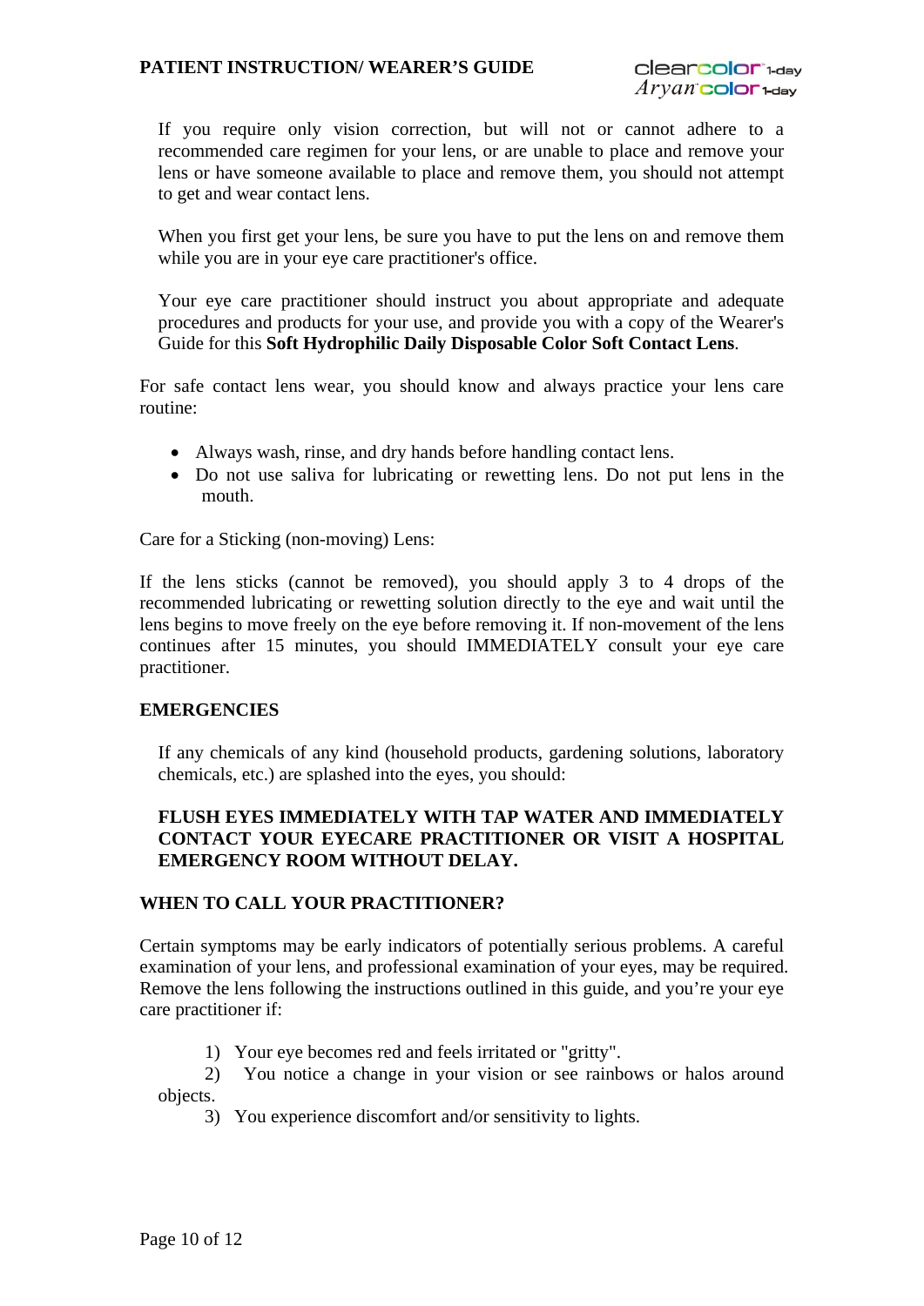If you require only vision correction, but will not or cannot adhere to a recommended care regimen for your lens, or are unable to place and remove your lens or have someone available to place and remove them, you should not attempt to get and wear contact lens.

When you first get your lens, be sure you have to put the lens on and remove them while you are in your eye care practitioner's office.

Your eye care practitioner should instruct you about appropriate and adequate procedures and products for your use, and provide you with a copy of the Wearer's Guide for this **Soft Hydrophilic Daily Disposable Color Soft Contact Lens**.

For safe contact lens wear, you should know and always practice your lens care routine:

- Always wash, rinse, and dry hands before handling contact lens.
- Do not use saliva for lubricating or rewetting lens. Do not put lens in the mouth.

Care for a Sticking (non-moving) Lens:

If the lens sticks (cannot be removed), you should apply 3 to 4 drops of the recommended lubricating or rewetting solution directly to the eye and wait until the lens begins to move freely on the eye before removing it. If non-movement of the lens continues after 15 minutes, you should IMMEDIATELY consult your eye care practitioner.

## EMERGENCIES

If any chemicals of any kind (household products, gardening solutions, laboratory chemicals, etc.) are splashed into the eyes, you should:

**FLUSH EYES IMMEDIATELY WITH TAP WATER AND IMMEDIATELY CONTACT YOUR EYECARE PRACTITIONER OR VISIT A HOSPITAL EMERGENCY ROOM WITHOUT DELAY.**

## WHEN TO CALL YOUR PRACTITIONER?

Certain symptoms may be early indicators of potentially serious problems. A careful examination of your lens, and professional examination of your eyes, may be required. Remove the lens following the instructions outlined in this guide, and you're your eye care practitioner if:

1) Your eye becomes red and feels irritated or "gritty".
2) You notice a change in your vision or see rainbows or halos around objects.
3) You experience discomfort and/or sensitivity to lights.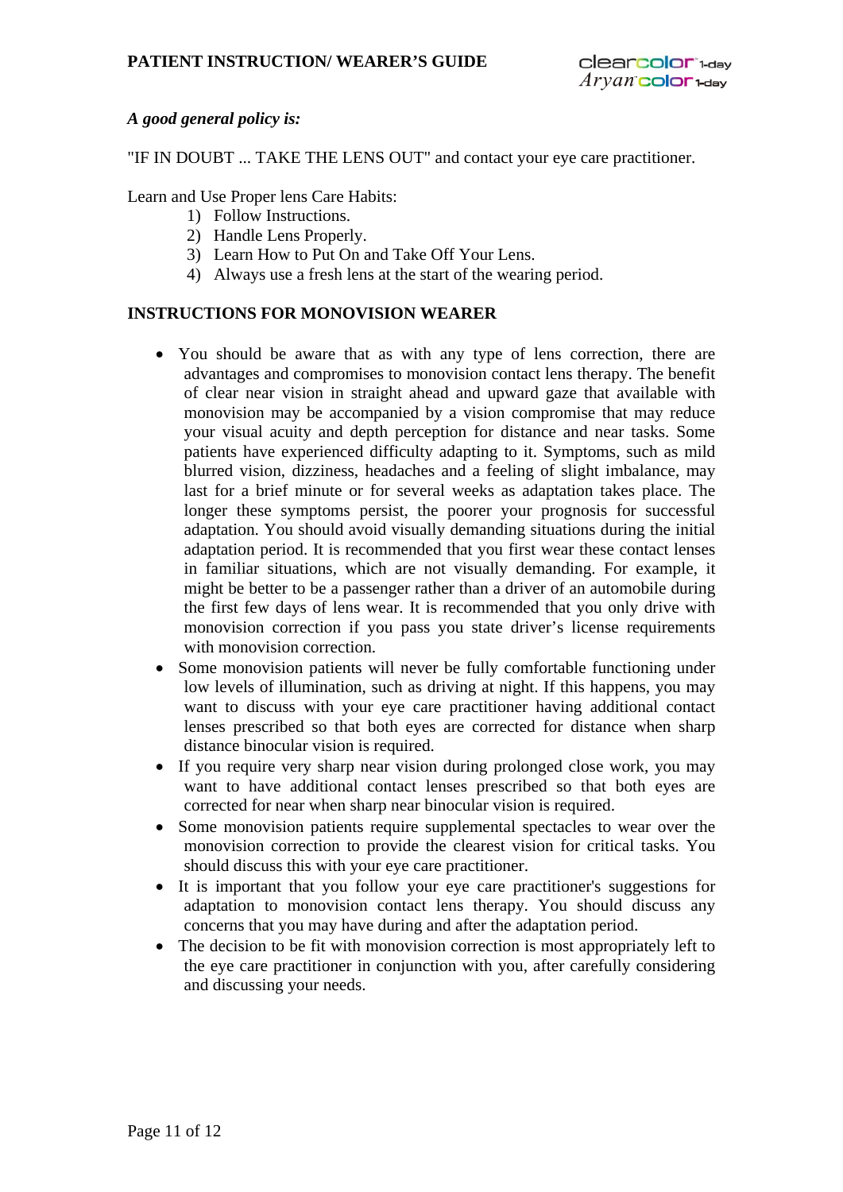*A good general policy is:*

"IF IN DOUBT ... TAKE THE LENS OUT" and contact your eye care practitioner.

Learn and Use Proper lens Care Habits:

1) Follow Instructions.
2) Handle Lens Properly.
3) Learn How to Put On and Take Off Your Lens.
4) Always use a fresh lens at the start of the wearing period.

## INSTRUCTIONS FOR MONOVISION WEARER

- You should be aware that as with any type of lens correction, there are advantages and compromises to monovision contact lens therapy. The benefit of clear near vision in straight ahead and upward gaze that available with monovision may be accompanied by a vision compromise that may reduce your visual acuity and depth perception for distance and near tasks. Some patients have experienced difficulty adapting to it. Symptoms, such as mild blurred vision, dizziness, headaches and a feeling of slight imbalance, may last for a brief minute or for several weeks as adaptation takes place. The longer these symptoms persist, the poorer your prognosis for successful adaptation. You should avoid visually demanding situations during the initial adaptation period. It is recommended that you first wear these contact lenses in familiar situations, which are not visually demanding. For example, it might be better to be a passenger rather than a driver of an automobile during the first few days of lens wear. It is recommended that you only drive with monovision correction if you pass you state driver's license requirements with monovision correction.
- Some monovision patients will never be fully comfortable functioning under low levels of illumination, such as driving at night. If this happens, you may want to discuss with your eye care practitioner having additional contact lenses prescribed so that both eyes are corrected for distance when sharp distance binocular vision is required.
- If you require very sharp near vision during prolonged close work, you may want to have additional contact lenses prescribed so that both eyes are corrected for near when sharp near binocular vision is required.
- Some monovision patients require supplemental spectacles to wear over the monovision correction to provide the clearest vision for critical tasks. You should discuss this with your eye care practitioner.
- It is important that you follow your eye care practitioner's suggestions for adaptation to monovision contact lens therapy. You should discuss any concerns that you may have during and after the adaptation period.
- The decision to be fit with monovision correction is most appropriately left to the eye care practitioner in conjunction with you, after carefully considering and discussing your needs.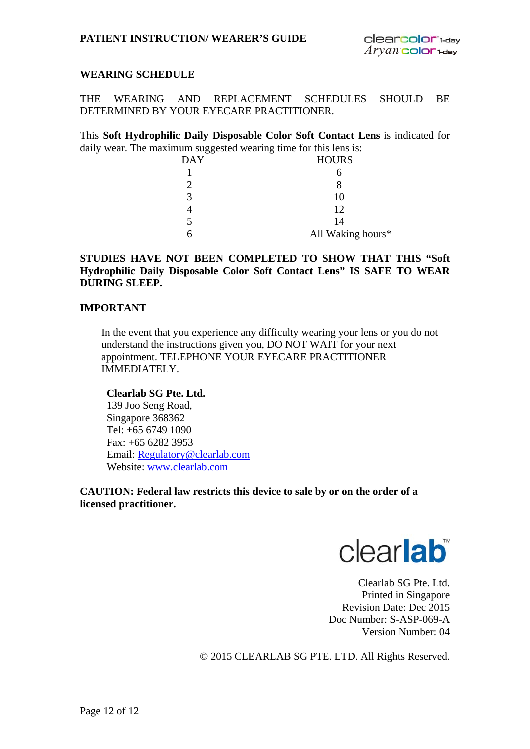## WEARING SCHEDULE

THE WEARING AND REPLACEMENT SCHEDULES SHOULD BE DETERMINED BY YOUR EYECARE PRACTITIONER.

This **Soft Hydrophilic Daily Disposable Color Soft Contact Lens** is indicated for daily wear. The maximum suggested wearing time for this lens is:

| DAY | HOURS |
|---|---|
| 1 | 6 |
| 2 | 8 |
| 3 | 10 |
| 4 | 12 |
| 5 | 14 |
| 6 | All Waking hours* |

**STUDIES HAVE NOT BEEN COMPLETED TO SHOW THAT THIS "Soft Hydrophilic Daily Disposable Color Soft Contact Lens" IS SAFE TO WEAR DURING SLEEP.**

## IMPORTANT

In the event that you experience any difficulty wearing your lens or you do not understand the instructions given you, DO NOT WAIT for your next appointment. TELEPHONE YOUR EYECARE PRACTITIONER IMMEDIATELY.

**Clearlab SG Pte. Ltd.**
139 Joo Seng Road,
Singapore 368362
Tel: +65 6749 1090
Fax: +65 6282 3953
Email: Regulatory@clearlab.com
Website: www.clearlab.com

**CAUTION: Federal law restricts this device to sale by or on the order of a licensed practitioner.**

clearlab™

Clearlab SG Pte. Ltd.
Printed in Singapore
Revision Date: Dec 2015
Doc Number: S-ASP-069-A
Version Number: 04

© 2015 CLEARLAB SG PTE. LTD. All Rights Reserved.